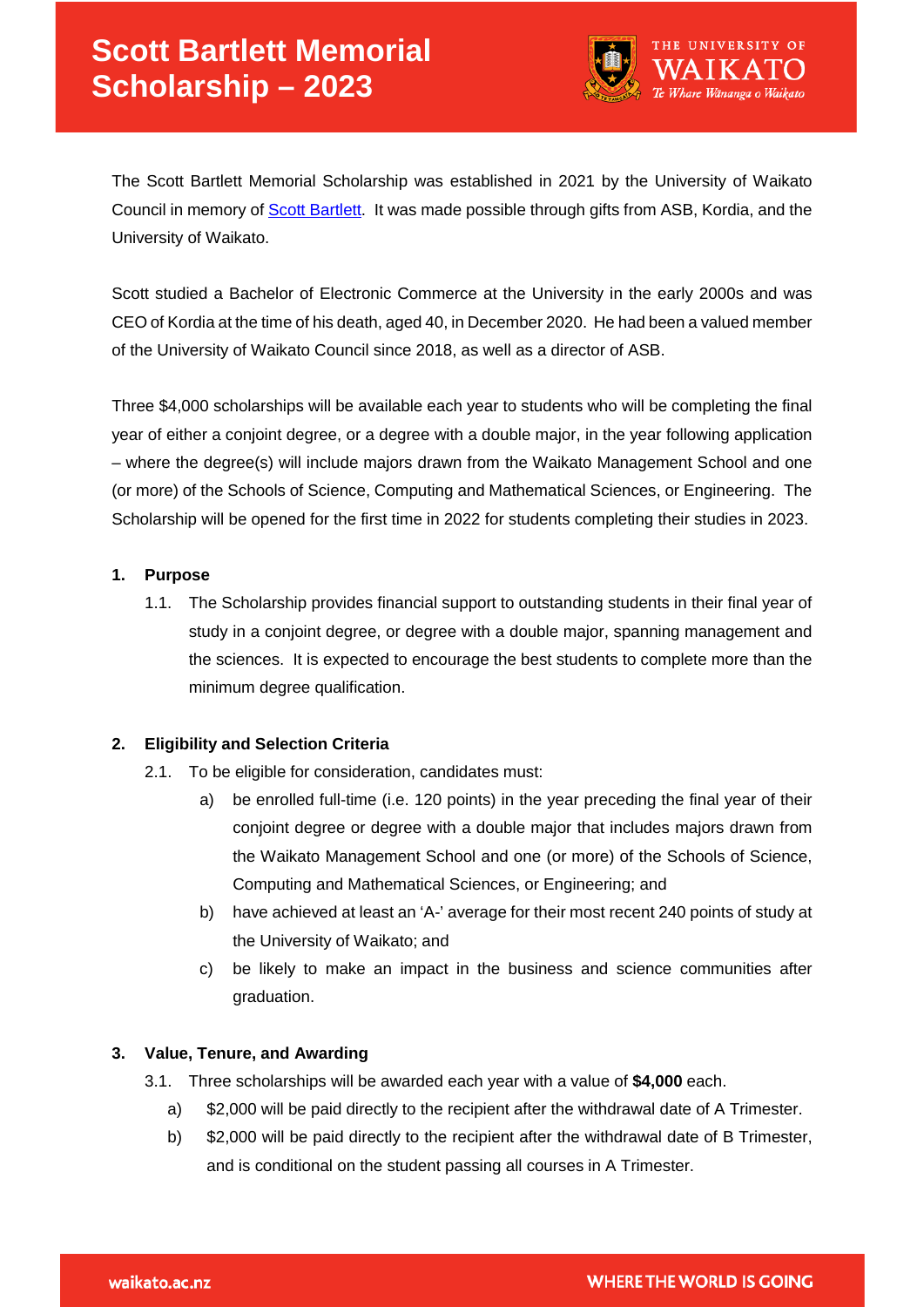# Scott Bartlett Memorial Scholarship – 2023

The Scott Bartlett Memorial Scholarship was established in 2021 by the University of Waikato Council in memory of Scott Bartlett. It was made possible through gifts from ASB, Kordia, and the University of Waikato.

Scott studied a Bachelor of Electronic Commerce at the University in the early 2000s and was CEO of Kordia at the time of his death, aged 40, in December 2020. He had been a valued member of the University of Waikato Council since 2018, as well as a director of ASB.

Three $4,000 scholarships will be available each year to students who will be completing the final year of either a conjoint degree, or a degree with a double major, in the year following application – where the degree(s) will include majors drawn from the Waikato Management School and one (or more) of the Schools of Science, Computing and Mathematical Sciences, or Engineering. The Scholarship will be opened for the first time in 2022 for students completing their studies in 2023.

## 1. Purpose

1.1. The Scholarship provides financial support to outstanding students in their final year of study in a conjoint degree, or degree with a double major, spanning management and the sciences. It is expected to encourage the best students to complete more than the minimum degree qualification.

## 2. Eligibility and Selection Criteria

2.1. To be eligible for consideration, candidates must:

a) be enrolled full-time (i.e. 120 points) in the year preceding the final year of their conjoint degree or degree with a double major that includes majors drawn from the Waikato Management School and one (or more) of the Schools of Science, Computing and Mathematical Sciences, or Engineering; and

b) have achieved at least an 'A-' average for their most recent 240 points of study at the University of Waikato; and

c) be likely to make an impact in the business and science communities after graduation.

## 3. Value, Tenure, and Awarding

3.1. Three scholarships will be awarded each year with a value of **$4,000** each.

a) $2,000 will be paid directly to the recipient after the withdrawal date of A Trimester.

b) $2,000 will be paid directly to the recipient after the withdrawal date of B Trimester, and is conditional on the student passing all courses in A Trimester.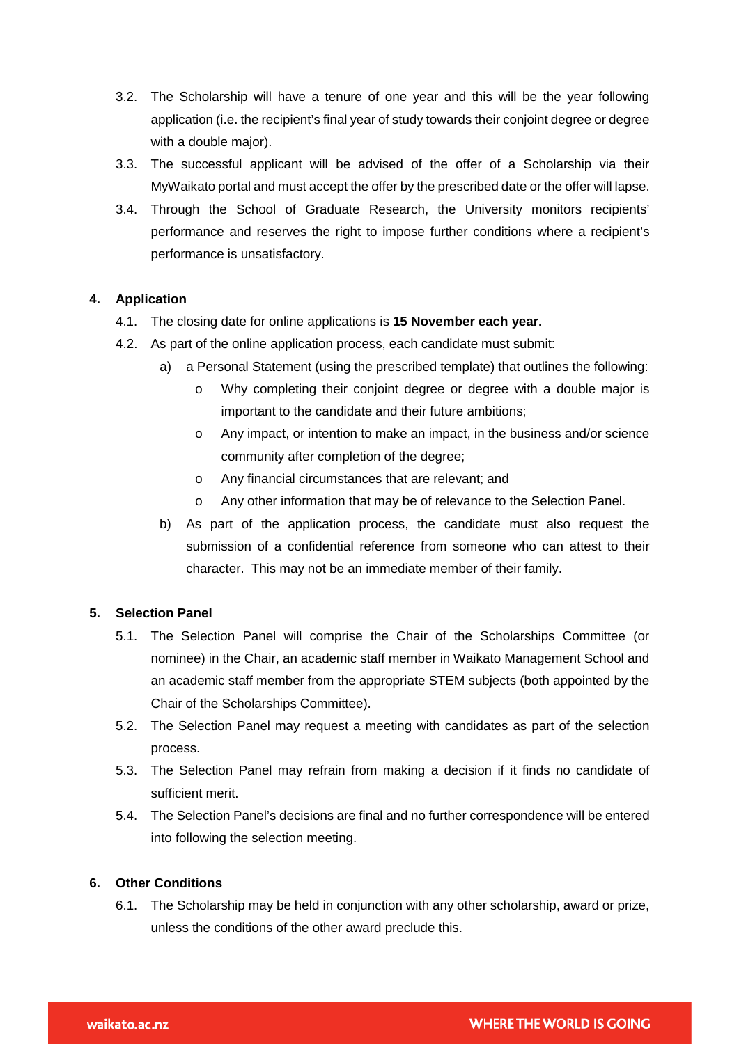3.2. The Scholarship will have a tenure of one year and this will be the year following application (i.e. the recipient's final year of study towards their conjoint degree or degree with a double major).

3.3. The successful applicant will be advised of the offer of a Scholarship via their MyWaikato portal and must accept the offer by the prescribed date or the offer will lapse.

3.4. Through the School of Graduate Research, the University monitors recipients' performance and reserves the right to impose further conditions where a recipient's performance is unsatisfactory.

## 4. Application

4.1. The closing date for online applications is **15 November each year.**

4.2. As part of the online application process, each candidate must submit:

a) a Personal Statement (using the prescribed template) that outlines the following:
   - Why completing their conjoint degree or degree with a double major is important to the candidate and their future ambitions;
   - Any impact, or intention to make an impact, in the business and/or science community after completion of the degree;
   - Any financial circumstances that are relevant; and
   - Any other information that may be of relevance to the Selection Panel.

b) As part of the application process, the candidate must also request the submission of a confidential reference from someone who can attest to their character. This may not be an immediate member of their family.

## 5. Selection Panel

5.1. The Selection Panel will comprise the Chair of the Scholarships Committee (or nominee) in the Chair, an academic staff member in Waikato Management School and an academic staff member from the appropriate STEM subjects (both appointed by the Chair of the Scholarships Committee).

5.2. The Selection Panel may request a meeting with candidates as part of the selection process.

5.3. The Selection Panel may refrain from making a decision if it finds no candidate of sufficient merit.

5.4. The Selection Panel's decisions are final and no further correspondence will be entered into following the selection meeting.

## 6. Other Conditions

6.1. The Scholarship may be held in conjunction with any other scholarship, award or prize, unless the conditions of the other award preclude this.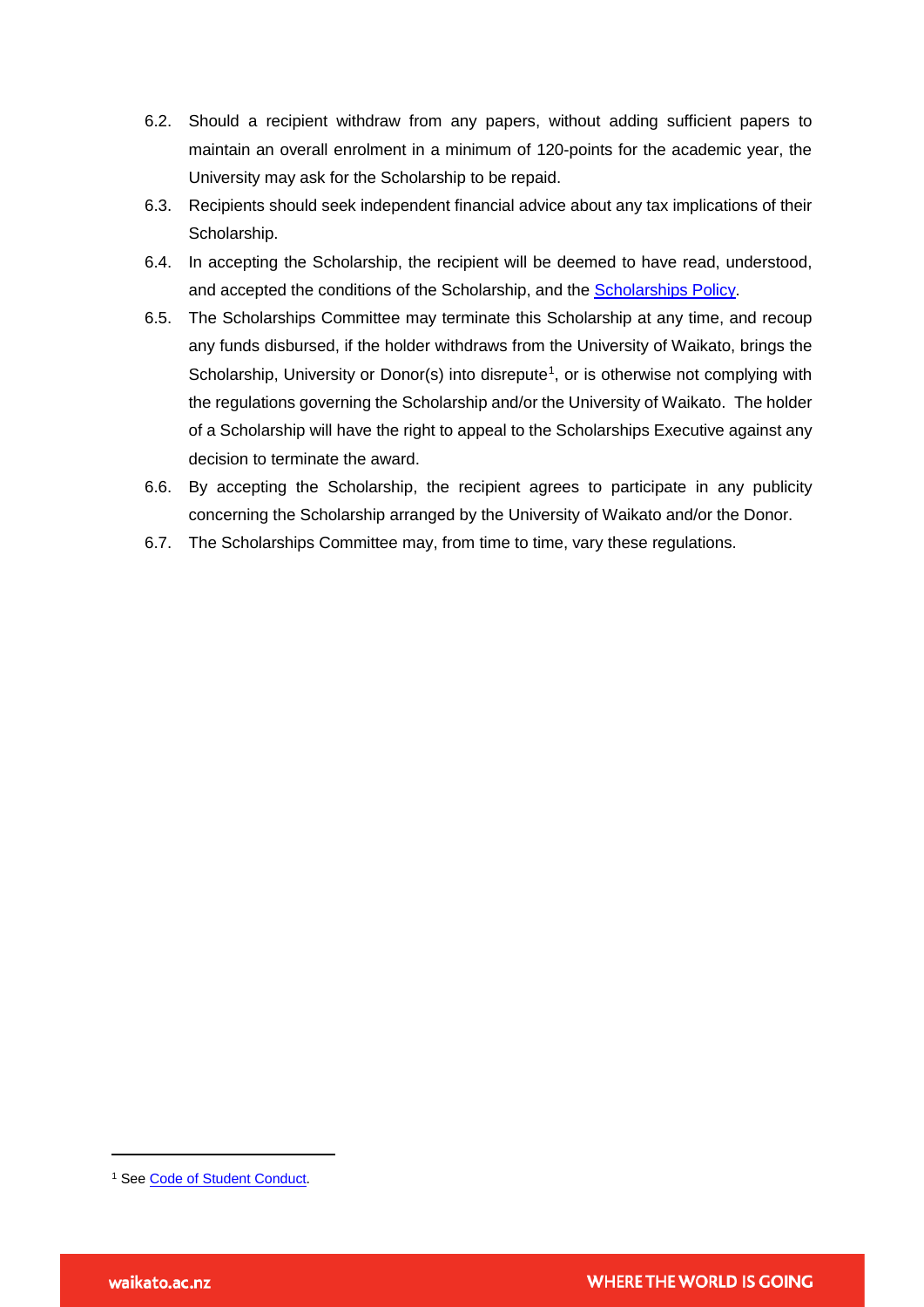6.2. Should a recipient withdraw from any papers, without adding sufficient papers to maintain an overall enrolment in a minimum of 120-points for the academic year, the University may ask for the Scholarship to be repaid.

6.3. Recipients should seek independent financial advice about any tax implications of their Scholarship.

6.4. In accepting the Scholarship, the recipient will be deemed to have read, understood, and accepted the conditions of the Scholarship, and the Scholarships Policy.

6.5. The Scholarships Committee may terminate this Scholarship at any time, and recoup any funds disbursed, if the holder withdraws from the University of Waikato, brings the Scholarship, University or Donor(s) into disrepute[1], or is otherwise not complying with the regulations governing the Scholarship and/or the University of Waikato. The holder of a Scholarship will have the right to appeal to the Scholarships Executive against any decision to terminate the award.

6.6. By accepting the Scholarship, the recipient agrees to participate in any publicity concerning the Scholarship arranged by the University of Waikato and/or the Donor.

6.7. The Scholarships Committee may, from time to time, vary these regulations.

[1] See Code of Student Conduct.